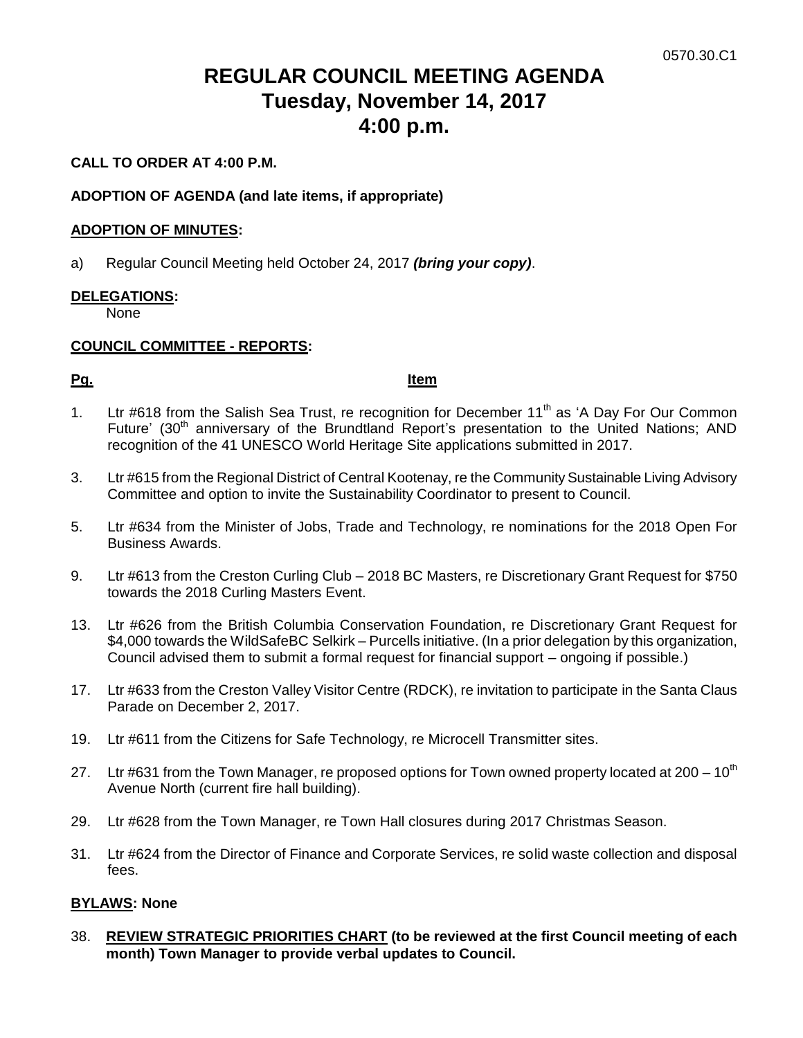0570.30.C1

# REGULAR COUNCIL MEETING AGENDA
# Tuesday, November 14, 2017
# 4:00 p.m.

**CALL TO ORDER AT 4:00 P.M.**

**ADOPTION OF AGENDA (and late items, if appropriate)**

**ADOPTION OF MINUTES:**

a) Regular Council Meeting held October 24, 2017 ***(bring your copy)***.

**DELEGATIONS:**

None

**COUNCIL COMMITTEE - REPORTS:**

| Pg. | Item |
|---|---|
| 1. | Ltr #618 from the Salish Sea Trust, re recognition for December 11th as 'A Day For Our Common Future' (30th anniversary of the Brundtland Report's presentation to the United Nations; AND recognition of the 41 UNESCO World Heritage Site applications submitted in 2017. |
| 3. | Ltr #615 from the Regional District of Central Kootenay, re the Community Sustainable Living Advisory Committee and option to invite the Sustainability Coordinator to present to Council. |
| 5. | Ltr #634 from the Minister of Jobs, Trade and Technology, re nominations for the 2018 Open For Business Awards. |
| 9. | Ltr #613 from the Creston Curling Club – 2018 BC Masters, re Discretionary Grant Request for $750 towards the 2018 Curling Masters Event. |
| 13. | Ltr #626 from the British Columbia Conservation Foundation, re Discretionary Grant Request for $4,000 towards the WildSafeBC Selkirk – Purcells initiative. (In a prior delegation by this organization, Council advised them to submit a formal request for financial support – ongoing if possible.) |
| 17. | Ltr #633 from the Creston Valley Visitor Centre (RDCK), re invitation to participate in the Santa Claus Parade on December 2, 2017. |
| 19. | Ltr #611 from the Citizens for Safe Technology, re Microcell Transmitter sites. |
| 27. | Ltr #631 from the Town Manager, re proposed options for Town owned property located at 200 – 10th Avenue North (current fire hall building). |
| 29. | Ltr #628 from the Town Manager, re Town Hall closures during 2017 Christmas Season. |
| 31. | Ltr #624 from the Director of Finance and Corporate Services, re solid waste collection and disposal fees. |

**BYLAWS: None**

38. **REVIEW STRATEGIC PRIORITIES CHART (to be reviewed at the first Council meeting of each month) Town Manager to provide verbal updates to Council.**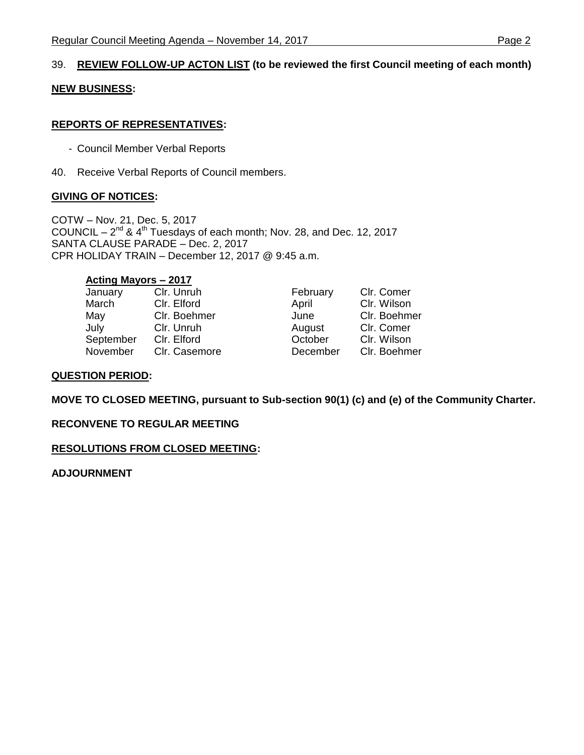39. **<u>REVIEW FOLLOW-UP ACTON LIST</u> (to be reviewed the first Council meeting of each month)**

**<u>NEW BUSINESS</u>:**

**<u>REPORTS OF REPRESENTATIVES</u>:**

- Council Member Verbal Reports

40. Receive Verbal Reports of Council members.

**<u>GIVING OF NOTICES</u>:**

COTW – Nov. 21, Dec. 5, 2017
COUNCIL – 2nd & 4th Tuesdays of each month; Nov. 28, and Dec. 12, 2017
SANTA CLAUSE PARADE – Dec. 2, 2017
CPR HOLIDAY TRAIN – December 12, 2017 @ 9:45 a.m.

**<u>Acting Mayors – 2017</u>**

| | | | |
|---|---|---|---|
| January | Clr. Unruh | February | Clr. Comer |
| March | Clr. Elford | April | Clr. Wilson |
| May | Clr. Boehmer | June | Clr. Boehmer |
| July | Clr. Unruh | August | Clr. Comer |
| September | Clr. Elford | October | Clr. Wilson |
| November | Clr. Casemore | December | Clr. Boehmer |

**<u>QUESTION PERIOD</u>:**

**MOVE TO CLOSED MEETING, pursuant to Sub-section 90(1) (c) and (e) of the Community Charter.**

**RECONVENE TO REGULAR MEETING**

**<u>RESOLUTIONS FROM CLOSED MEETING</u>:**

**ADJOURNMENT**